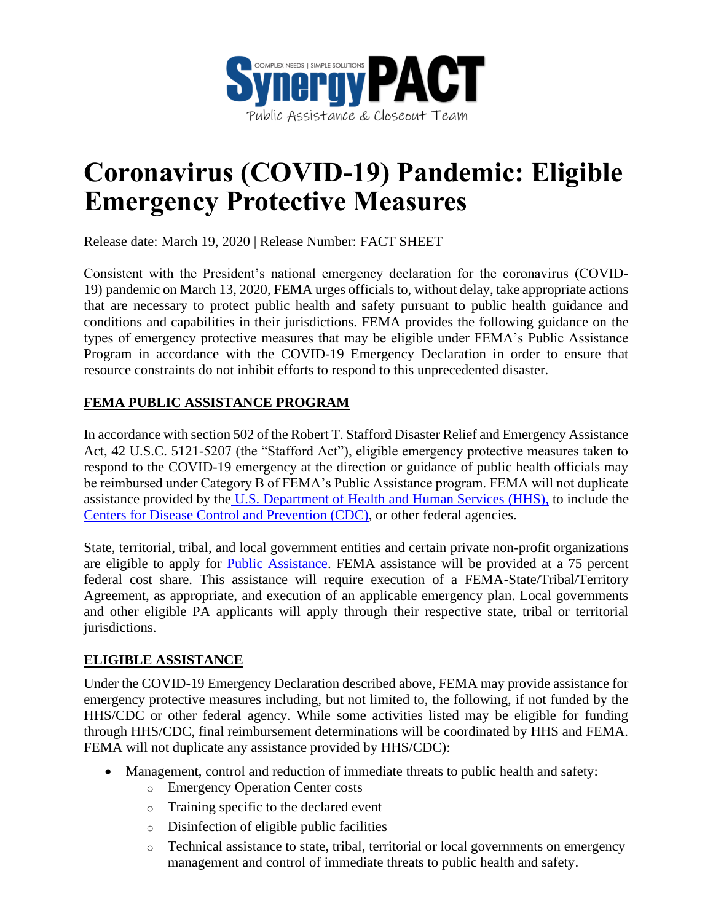# Coronavirus (COVID-19) Pandemic: Eligible Emergency Protective Measures

Release date: March 19, 2020 | Release Number: FACT SHEET

Consistent with the President's national emergency declaration for the coronavirus (COVID-19) pandemic on March 13, 2020, FEMA urges officials to, without delay, take appropriate actions that are necessary to protect public health and safety pursuant to public health guidance and conditions and capabilities in their jurisdictions. FEMA provides the following guidance on the types of emergency protective measures that may be eligible under FEMA's Public Assistance Program in accordance with the COVID-19 Emergency Declaration in order to ensure that resource constraints do not inhibit efforts to respond to this unprecedented disaster.

## FEMA PUBLIC ASSISTANCE PROGRAM

In accordance with section 502 of the Robert T. Stafford Disaster Relief and Emergency Assistance Act, 42 U.S.C. 5121-5207 (the "Stafford Act"), eligible emergency protective measures taken to respond to the COVID-19 emergency at the direction or guidance of public health officials may be reimbursed under Category B of FEMA's Public Assistance program. FEMA will not duplicate assistance provided by the U.S. Department of Health and Human Services (HHS), to include the Centers for Disease Control and Prevention (CDC), or other federal agencies.

State, territorial, tribal, and local government entities and certain private non-profit organizations are eligible to apply for Public Assistance. FEMA assistance will be provided at a 75 percent federal cost share. This assistance will require execution of a FEMA-State/Tribal/Territory Agreement, as appropriate, and execution of an applicable emergency plan. Local governments and other eligible PA applicants will apply through their respective state, tribal or territorial jurisdictions.

## ELIGIBLE ASSISTANCE

Under the COVID-19 Emergency Declaration described above, FEMA may provide assistance for emergency protective measures including, but not limited to, the following, if not funded by the HHS/CDC or other federal agency. While some activities listed may be eligible for funding through HHS/CDC, final reimbursement determinations will be coordinated by HHS and FEMA. FEMA will not duplicate any assistance provided by HHS/CDC):

- Management, control and reduction of immediate threats to public health and safety:
  - Emergency Operation Center costs
  - Training specific to the declared event
  - Disinfection of eligible public facilities
  - Technical assistance to state, tribal, territorial or local governments on emergency management and control of immediate threats to public health and safety.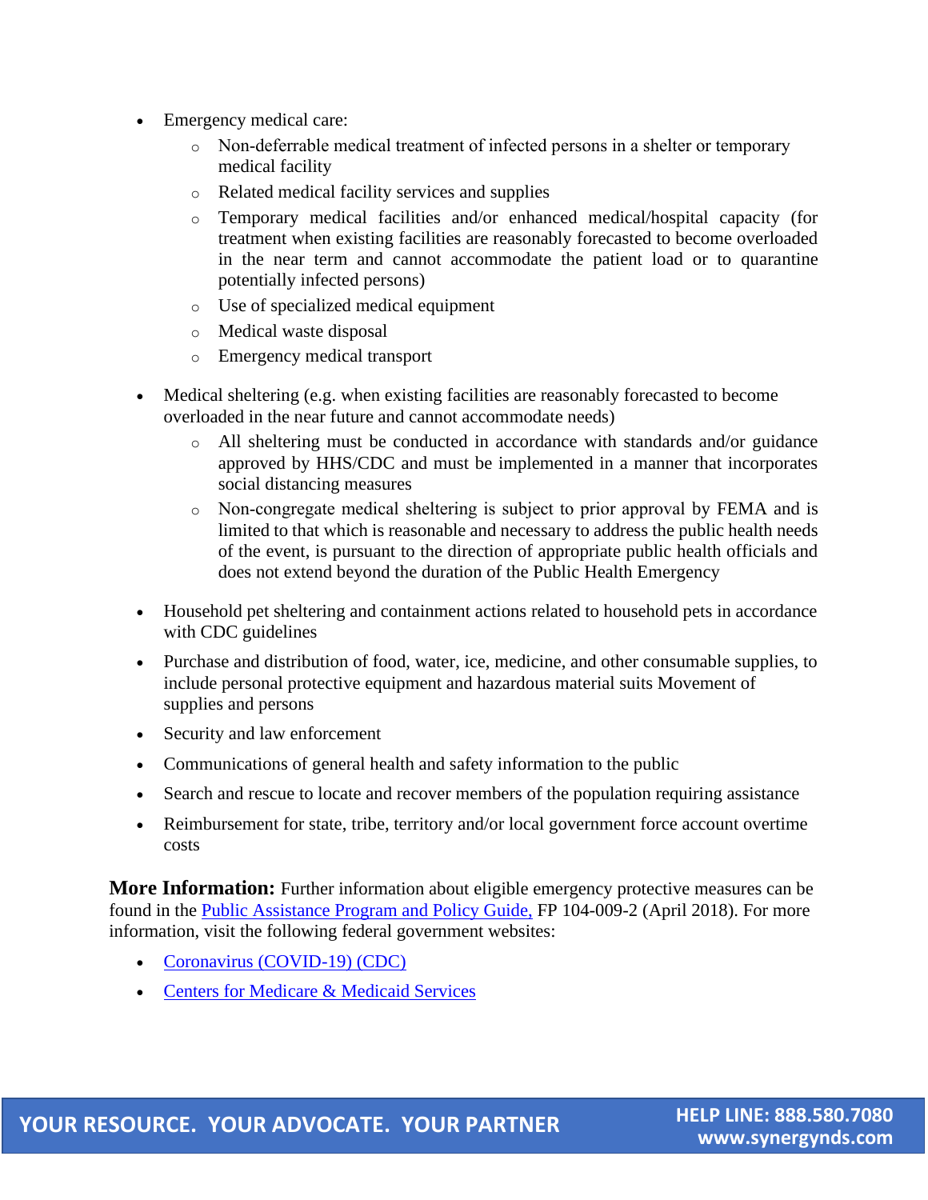- Emergency medical care:
    - Non-deferrable medical treatment of infected persons in a shelter or temporary medical facility
    - Related medical facility services and supplies
    - Temporary medical facilities and/or enhanced medical/hospital capacity (for treatment when existing facilities are reasonably forecasted to become overloaded in the near term and cannot accommodate the patient load or to quarantine potentially infected persons)
    - Use of specialized medical equipment
    - Medical waste disposal
    - Emergency medical transport

- Medical sheltering (e.g. when existing facilities are reasonably forecasted to become overloaded in the near future and cannot accommodate needs)
    - All sheltering must be conducted in accordance with standards and/or guidance approved by HHS/CDC and must be implemented in a manner that incorporates social distancing measures
    - Non-congregate medical sheltering is subject to prior approval by FEMA and is limited to that which is reasonable and necessary to address the public health needs of the event, is pursuant to the direction of appropriate public health officials and does not extend beyond the duration of the Public Health Emergency

- Household pet sheltering and containment actions related to household pets in accordance with CDC guidelines
- Purchase and distribution of food, water, ice, medicine, and other consumable supplies, to include personal protective equipment and hazardous material suits Movement of supplies and persons
- Security and law enforcement
- Communications of general health and safety information to the public
- Search and rescue to locate and recover members of the population requiring assistance
- Reimbursement for state, tribe, territory and/or local government force account overtime costs

**More Information:** Further information about eligible emergency protective measures can be found in the Public Assistance Program and Policy Guide, FP 104-009-2 (April 2018). For more information, visit the following federal government websites:

- Coronavirus (COVID-19) (CDC)
- Centers for Medicare & Medicaid Services

YOUR RESOURCE. YOUR ADVOCATE. YOUR PARTNER

HELP LINE: 888.580.7080
www.synergynds.com